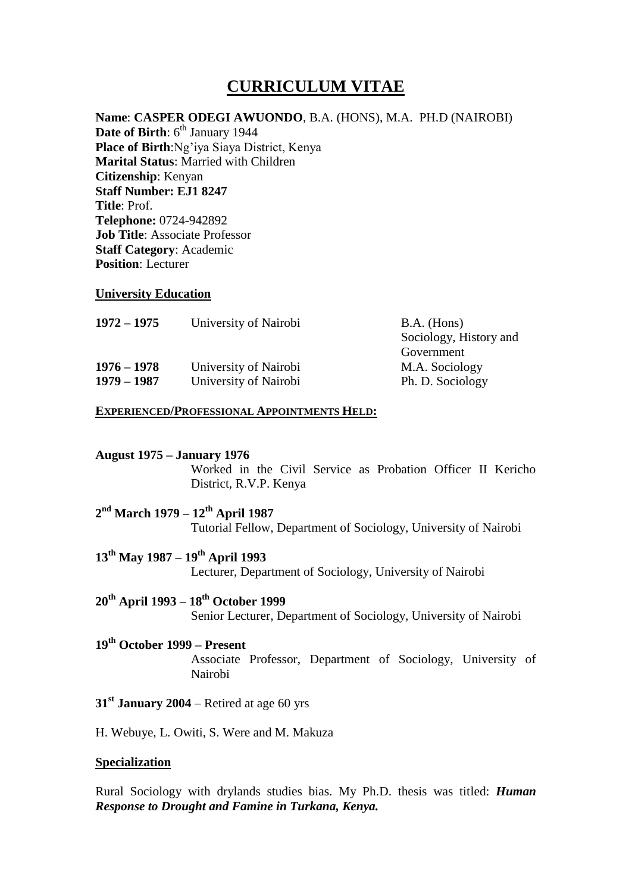# CURRICULUM VITAE

**Name**: **CASPER ODEGI AWUONDO**, B.A. (HONS), M.A. PH.D (NAIROBI)
**Date of Birth**: 6th January 1944
**Place of Birth**:Ng'iya Siaya District, Kenya
**Marital Status**: Married with Children
**Citizenship**: Kenyan
**Staff Number: EJ1 8247**
**Title**: Prof.
**Telephone:** 0724-942892
**Job Title**: Associate Professor
**Staff Category**: Academic
**Position**: Lecturer

## University Education

| | | |
|---|---|---|
| **1972 – 1975** | University of Nairobi | B.A. (Hons) Sociology, History and Government |
| **1976 – 1978** | University of Nairobi | M.A. Sociology |
| **1979 – 1987** | University of Nairobi | Ph. D. Sociology |

## EXPERIENCED/PROFESSIONAL APPOINTMENTS HELD:

**August 1975 – January 1976**
Worked in the Civil Service as Probation Officer II Kericho District, R.V.P. Kenya

**2nd March 1979 – 12th April 1987**
Tutorial Fellow, Department of Sociology, University of Nairobi

**13th May 1987 – 19th April 1993**
Lecturer, Department of Sociology, University of Nairobi

**20th April 1993 – 18th October 1999**
Senior Lecturer, Department of Sociology, University of Nairobi

**19th October 1999 – Present**
Associate Professor, Department of Sociology, University of Nairobi

**31st January 2004** – Retired at age 60 yrs

H. Webuye, L. Owiti, S. Were and M. Makuza

## Specialization

Rural Sociology with drylands studies bias. My Ph.D. thesis was titled: ***Human Response to Drought and Famine in Turkana, Kenya.***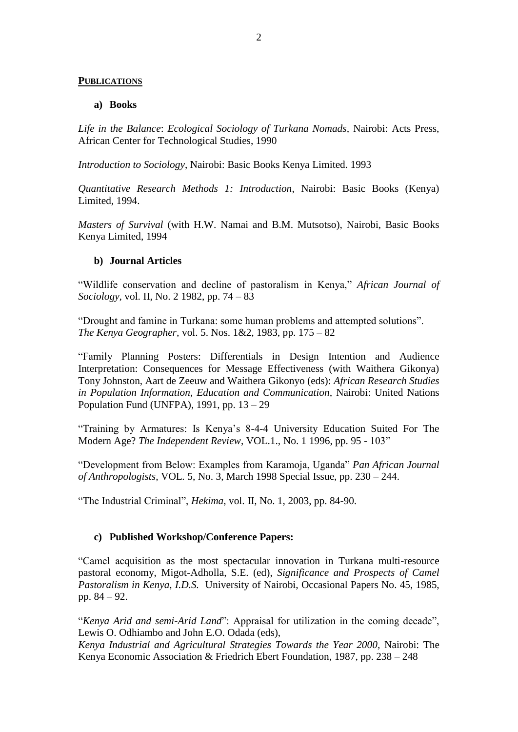## **Publications**

### a) Books

*Life in the Balance*: *Ecological Sociology of Turkana Nomads*, Nairobi: Acts Press, African Center for Technological Studies, 1990

*Introduction to Sociology*, Nairobi: Basic Books Kenya Limited. 1993

*Quantitative Research Methods 1: Introduction*, Nairobi: Basic Books (Kenya) Limited, 1994.

*Masters of Survival* (with H.W. Namai and B.M. Mutsotso), Nairobi, Basic Books Kenya Limited, 1994

### b) Journal Articles

"Wildlife conservation and decline of pastoralism in Kenya," *African Journal of Sociology*, vol. II, No. 2 1982, pp. 74 – 83

"Drought and famine in Turkana: some human problems and attempted solutions". *The Kenya Geographer*, vol. 5. Nos. 1&2, 1983, pp. 175 – 82

"Family Planning Posters: Differentials in Design Intention and Audience Interpretation: Consequences for Message Effectiveness (with Waithera Gikonya) Tony Johnston, Aart de Zeeuw and Waithera Gikonyo (eds): *African Research Studies in Population Information, Education and Communication*, Nairobi: United Nations Population Fund (UNFPA), 1991, pp. 13 – 29

"Training by Armatures: Is Kenya's 8-4-4 University Education Suited For The Modern Age? *The Independent Review*, VOL.1., No. 1 1996, pp. 95 - 103"

"Development from Below: Examples from Karamoja, Uganda" *Pan African Journal of Anthropologists*, VOL. 5, No. 3, March 1998 Special Issue, pp. 230 – 244.

"The Industrial Criminal", *Hekima*, vol. II, No. 1, 2003, pp. 84-90.

### c) Published Workshop/Conference Papers:

"Camel acquisition as the most spectacular innovation in Turkana multi-resource pastoral economy, Migot-Adholla, S.E. (ed), *Significance and Prospects of Camel Pastoralism in Kenya, I.D.S.* University of Nairobi, Occasional Papers No. 45, 1985, pp. 84 – 92.

"*Kenya Arid and semi-Arid Land*": Appraisal for utilization in the coming decade", Lewis O. Odhiambo and John E.O. Odada (eds), *Kenya Industrial and Agricultural Strategies Towards the Year 2000,* Nairobi: The Kenya Economic Association & Friedrich Ebert Foundation, 1987, pp. 238 – 248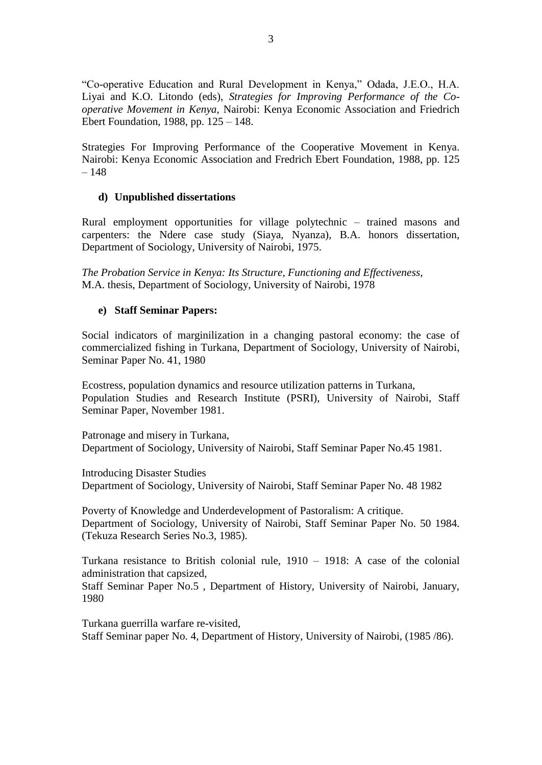"Co-operative Education and Rural Development in Kenya," Odada, J.E.O., H.A. Liyai and K.O. Litondo (eds), *Strategies for Improving Performance of the Co-operative Movement in Kenya*, Nairobi: Kenya Economic Association and Friedrich Ebert Foundation, 1988, pp. 125 – 148.

Strategies For Improving Performance of the Cooperative Movement in Kenya. Nairobi: Kenya Economic Association and Fredrich Ebert Foundation, 1988, pp. 125 – 148

**d) Unpublished dissertations**

Rural employment opportunities for village polytechnic – trained masons and carpenters: the Ndere case study (Siaya, Nyanza), B.A. honors dissertation, Department of Sociology, University of Nairobi, 1975.

*The Probation Service in Kenya: Its Structure, Functioning and Effectiveness*,
M.A. thesis, Department of Sociology, University of Nairobi, 1978

**e) Staff Seminar Papers:**

Social indicators of marginilization in a changing pastoral economy: the case of commercialized fishing in Turkana, Department of Sociology, University of Nairobi, Seminar Paper No. 41, 1980

Ecostress, population dynamics and resource utilization patterns in Turkana,
Population Studies and Research Institute (PSRI), University of Nairobi, Staff Seminar Paper, November 1981.

Patronage and misery in Turkana,
Department of Sociology, University of Nairobi, Staff Seminar Paper No.45 1981.

Introducing Disaster Studies
Department of Sociology, University of Nairobi, Staff Seminar Paper No. 48 1982

Poverty of Knowledge and Underdevelopment of Pastoralism: A critique.
Department of Sociology, University of Nairobi, Staff Seminar Paper No. 50 1984. (Tekuza Research Series No.3, 1985).

Turkana resistance to British colonial rule, 1910 – 1918: A case of the colonial administration that capsized,
Staff Seminar Paper No.5 , Department of History, University of Nairobi, January, 1980

Turkana guerrilla warfare re-visited,
Staff Seminar paper No. 4, Department of History, University of Nairobi, (1985 /86).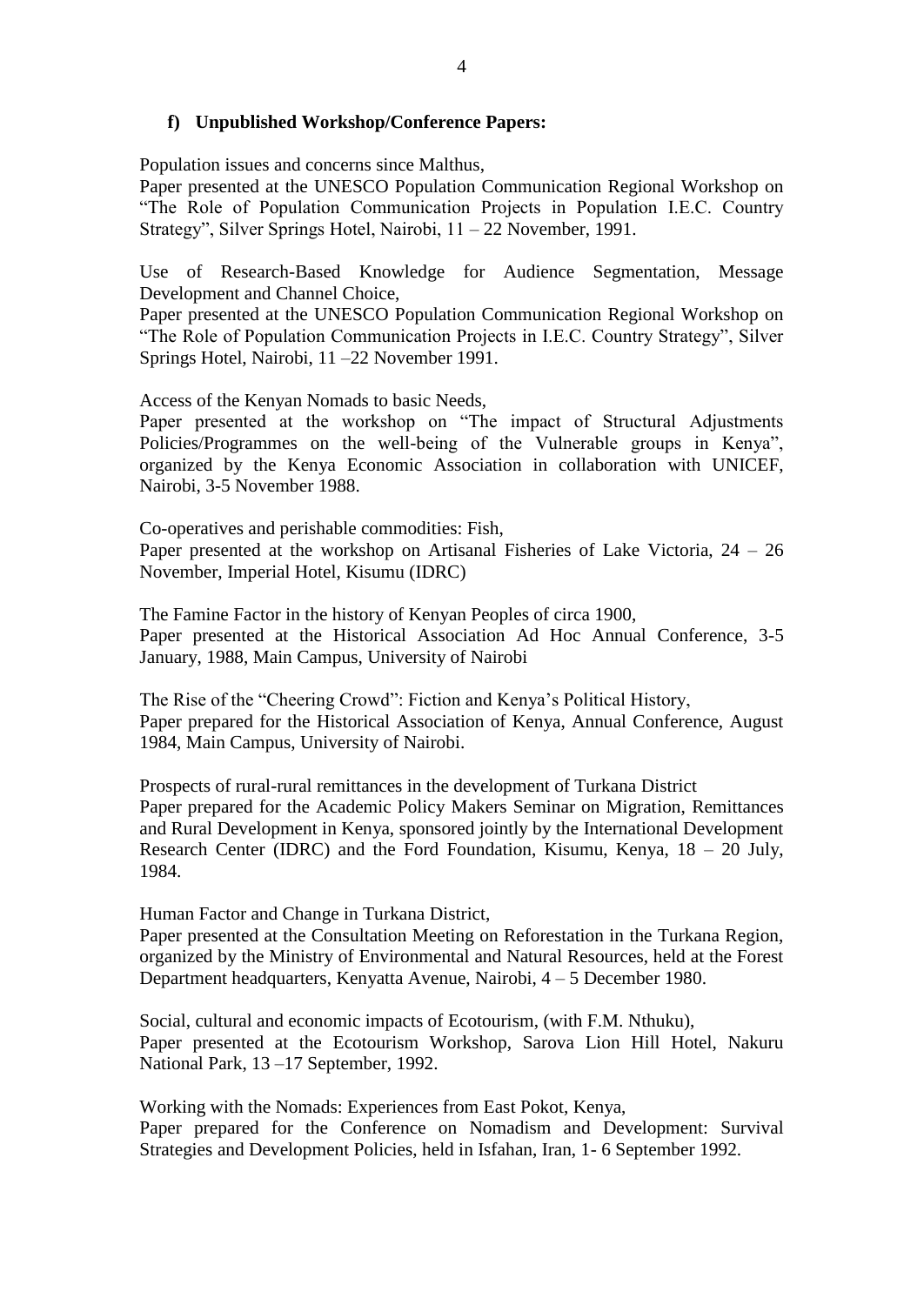### f) Unpublished Workshop/Conference Papers:

Population issues and concerns since Malthus,
Paper presented at the UNESCO Population Communication Regional Workshop on "The Role of Population Communication Projects in Population I.E.C. Country Strategy", Silver Springs Hotel, Nairobi, 11 – 22 November, 1991.

Use of Research-Based Knowledge for Audience Segmentation, Message Development and Channel Choice,
Paper presented at the UNESCO Population Communication Regional Workshop on "The Role of Population Communication Projects in I.E.C. Country Strategy", Silver Springs Hotel, Nairobi, 11 –22 November 1991.

Access of the Kenyan Nomads to basic Needs,
Paper presented at the workshop on "The impact of Structural Adjustments Policies/Programmes on the well-being of the Vulnerable groups in Kenya", organized by the Kenya Economic Association in collaboration with UNICEF, Nairobi, 3-5 November 1988.

Co-operatives and perishable commodities: Fish,
Paper presented at the workshop on Artisanal Fisheries of Lake Victoria, 24 – 26 November, Imperial Hotel, Kisumu (IDRC)

The Famine Factor in the history of Kenyan Peoples of circa 1900,
Paper presented at the Historical Association Ad Hoc Annual Conference, 3-5 January, 1988, Main Campus, University of Nairobi

The Rise of the "Cheering Crowd": Fiction and Kenya's Political History,
Paper prepared for the Historical Association of Kenya, Annual Conference, August 1984, Main Campus, University of Nairobi.

Prospects of rural-rural remittances in the development of Turkana District
Paper prepared for the Academic Policy Makers Seminar on Migration, Remittances and Rural Development in Kenya, sponsored jointly by the International Development Research Center (IDRC) and the Ford Foundation, Kisumu, Kenya, 18 – 20 July, 1984.

Human Factor and Change in Turkana District,
Paper presented at the Consultation Meeting on Reforestation in the Turkana Region, organized by the Ministry of Environmental and Natural Resources, held at the Forest Department headquarters, Kenyatta Avenue, Nairobi, 4 – 5 December 1980.

Social, cultural and economic impacts of Ecotourism, (with F.M. Nthuku),
Paper presented at the Ecotourism Workshop, Sarova Lion Hill Hotel, Nakuru National Park, 13 –17 September, 1992.

Working with the Nomads: Experiences from East Pokot, Kenya,
Paper prepared for the Conference on Nomadism and Development: Survival Strategies and Development Policies, held in Isfahan, Iran, 1- 6 September 1992.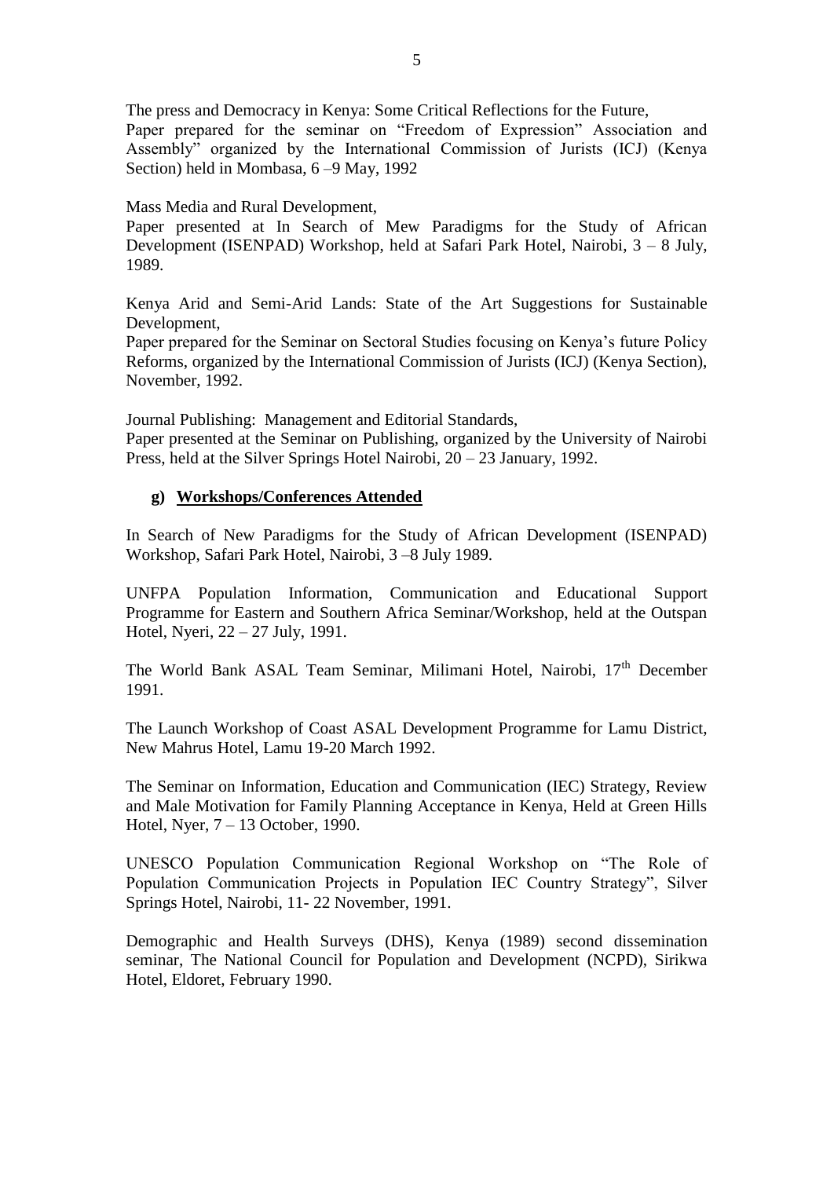The press and Democracy in Kenya: Some Critical Reflections for the Future,
Paper prepared for the seminar on "Freedom of Expression" Association and Assembly" organized by the International Commission of Jurists (ICJ) (Kenya Section) held in Mombasa, 6 –9 May, 1992

Mass Media and Rural Development,
Paper presented at In Search of Mew Paradigms for the Study of African Development (ISENPAD) Workshop, held at Safari Park Hotel, Nairobi, 3 – 8 July, 1989.

Kenya Arid and Semi-Arid Lands: State of the Art Suggestions for Sustainable Development,
Paper prepared for the Seminar on Sectoral Studies focusing on Kenya's future Policy Reforms, organized by the International Commission of Jurists (ICJ) (Kenya Section), November, 1992.

Journal Publishing: Management and Editorial Standards,
Paper presented at the Seminar on Publishing, organized by the University of Nairobi Press, held at the Silver Springs Hotel Nairobi, 20 – 23 January, 1992.

**g) Workshops/Conferences Attended**

In Search of New Paradigms for the Study of African Development (ISENPAD) Workshop, Safari Park Hotel, Nairobi, 3 –8 July 1989.

UNFPA Population Information, Communication and Educational Support Programme for Eastern and Southern Africa Seminar/Workshop, held at the Outspan Hotel, Nyeri, 22 – 27 July, 1991.

The World Bank ASAL Team Seminar, Milimani Hotel, Nairobi, 17th December 1991.

The Launch Workshop of Coast ASAL Development Programme for Lamu District, New Mahrus Hotel, Lamu 19-20 March 1992.

The Seminar on Information, Education and Communication (IEC) Strategy, Review and Male Motivation for Family Planning Acceptance in Kenya, Held at Green Hills Hotel, Nyer, 7 – 13 October, 1990.

UNESCO Population Communication Regional Workshop on "The Role of Population Communication Projects in Population IEC Country Strategy", Silver Springs Hotel, Nairobi, 11- 22 November, 1991.

Demographic and Health Surveys (DHS), Kenya (1989) second dissemination seminar, The National Council for Population and Development (NCPD), Sirikwa Hotel, Eldoret, February 1990.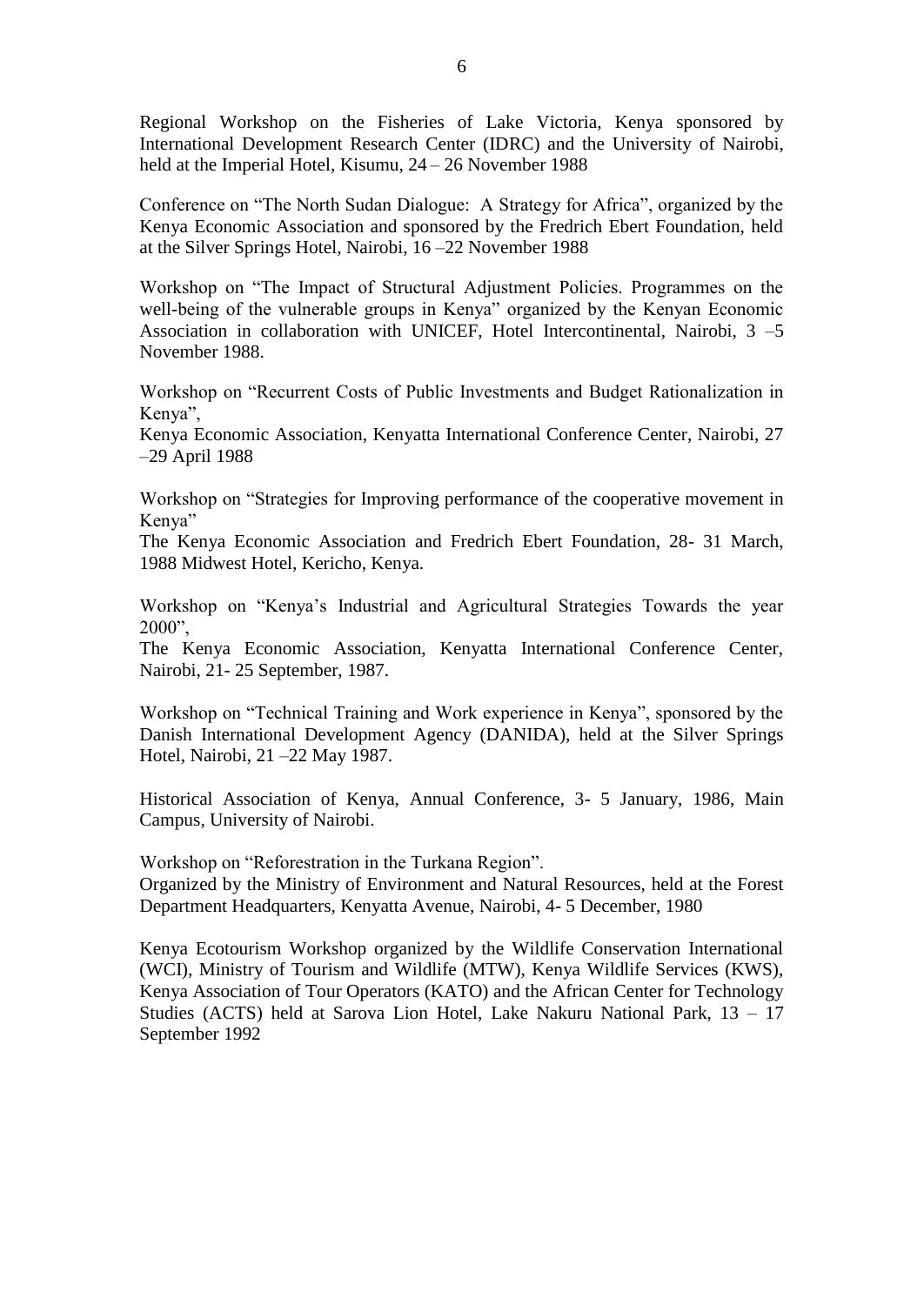Regional Workshop on the Fisheries of Lake Victoria, Kenya sponsored by International Development Research Center (IDRC) and the University of Nairobi, held at the Imperial Hotel, Kisumu, 24 – 26 November 1988

Conference on "The North Sudan Dialogue: A Strategy for Africa", organized by the Kenya Economic Association and sponsored by the Fredrich Ebert Foundation, held at the Silver Springs Hotel, Nairobi, 16 –22 November 1988

Workshop on "The Impact of Structural Adjustment Policies. Programmes on the well-being of the vulnerable groups in Kenya" organized by the Kenyan Economic Association in collaboration with UNICEF, Hotel Intercontinental, Nairobi, 3 –5 November 1988.

Workshop on "Recurrent Costs of Public Investments and Budget Rationalization in Kenya",
Kenya Economic Association, Kenyatta International Conference Center, Nairobi, 27 –29 April 1988

Workshop on "Strategies for Improving performance of the cooperative movement in Kenya"
The Kenya Economic Association and Fredrich Ebert Foundation, 28- 31 March, 1988 Midwest Hotel, Kericho, Kenya.

Workshop on "Kenya's Industrial and Agricultural Strategies Towards the year 2000",
The Kenya Economic Association, Kenyatta International Conference Center, Nairobi, 21- 25 September, 1987.

Workshop on "Technical Training and Work experience in Kenya", sponsored by the Danish International Development Agency (DANIDA), held at the Silver Springs Hotel, Nairobi, 21 –22 May 1987.

Historical Association of Kenya, Annual Conference, 3- 5 January, 1986, Main Campus, University of Nairobi.

Workshop on "Reforestration in the Turkana Region".
Organized by the Ministry of Environment and Natural Resources, held at the Forest Department Headquarters, Kenyatta Avenue, Nairobi, 4- 5 December, 1980

Kenya Ecotourism Workshop organized by the Wildlife Conservation International (WCI), Ministry of Tourism and Wildlife (MTW), Kenya Wildlife Services (KWS), Kenya Association of Tour Operators (KATO) and the African Center for Technology Studies (ACTS) held at Sarova Lion Hotel, Lake Nakuru National Park, 13 – 17 September 1992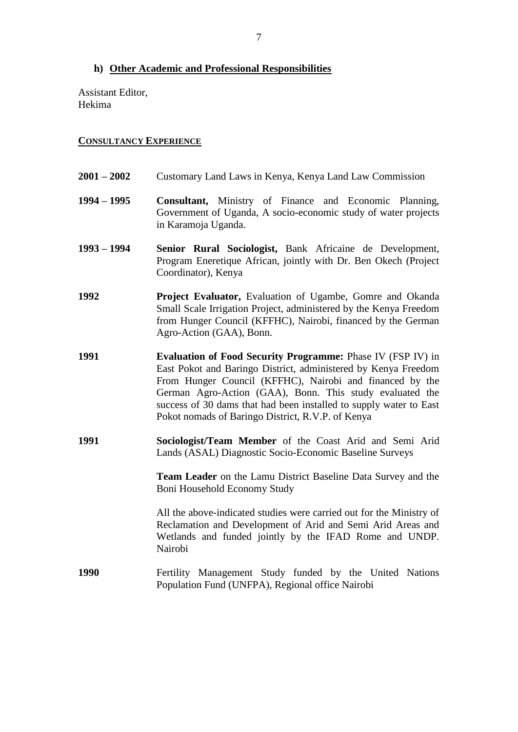### h) Other Academic and Professional Responsibilities

Assistant Editor,
Hekima

## CONSULTANCY EXPERIENCE

**2001 – 2002** Customary Land Laws in Kenya, Kenya Land Law Commission

**1994 – 1995** **Consultant,** Ministry of Finance and Economic Planning, Government of Uganda, A socio-economic study of water projects in Karamoja Uganda.

**1993 – 1994** **Senior Rural Sociologist,** Bank Africaine de Development, Program Eneretique African, jointly with Dr. Ben Okech (Project Coordinator), Kenya

**1992** **Project Evaluator,** Evaluation of Ugambe, Gomre and Okanda Small Scale Irrigation Project, administered by the Kenya Freedom from Hunger Council (KFFHC), Nairobi, financed by the German Agro-Action (GAA), Bonn.

**1991** **Evaluation of Food Security Programme:** Phase IV (FSP IV) in East Pokot and Baringo District, administered by Kenya Freedom From Hunger Council (KFFHC), Nairobi and financed by the German Agro-Action (GAA), Bonn. This study evaluated the success of 30 dams that had been installed to supply water to East Pokot nomads of Baringo District, R.V.P. of Kenya

**1991** **Sociologist/Team Member** of the Coast Arid and Semi Arid Lands (ASAL) Diagnostic Socio-Economic Baseline Surveys

**Team Leader** on the Lamu District Baseline Data Survey and the Boni Household Economy Study

All the above-indicated studies were carried out for the Ministry of Reclamation and Development of Arid and Semi Arid Areas and Wetlands and funded jointly by the IFAD Rome and UNDP. Nairobi

**1990** Fertility Management Study funded by the United Nations Population Fund (UNFPA), Regional office Nairobi